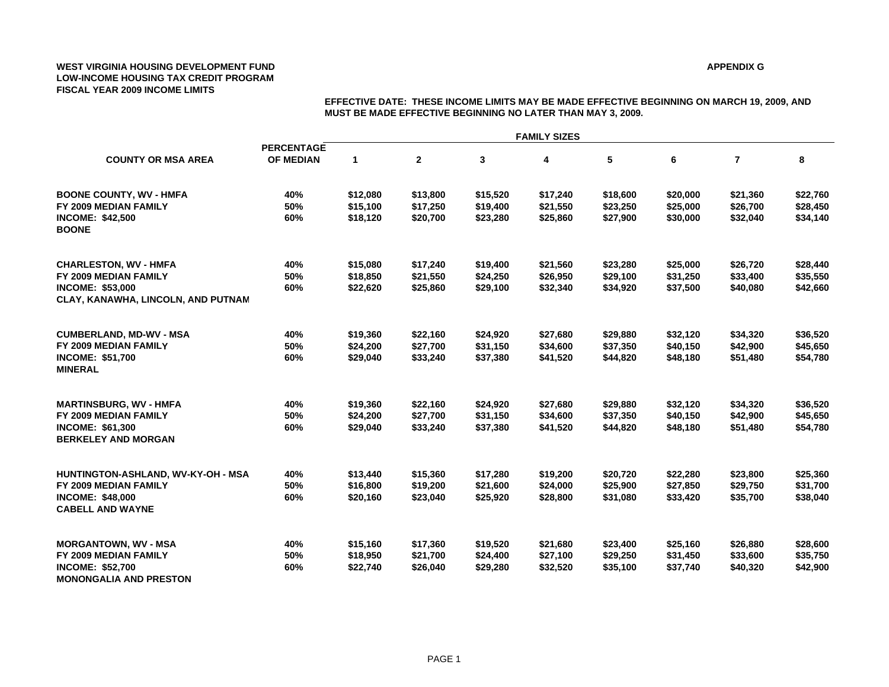**WEST VIRGINIA HOUSING DEVELOPMENT FUND**
**LOW-INCOME HOUSING TAX CREDIT PROGRAM**
**FISCAL YEAR 2009 INCOME LIMITS**

**APPENDIX G**

**EFFECTIVE DATE: THESE INCOME LIMITS MAY BE MADE EFFECTIVE BEGINNING ON MARCH 19, 2009, AND MUST BE MADE EFFECTIVE BEGINNING NO LATER THAN MAY 3, 2009.**

| COUNTY OR MSA AREA | PERCENTAGE OF MEDIAN | FAMILY SIZES 1 | 2 | 3 | 4 | 5 | 6 | 7 | 8 |
|---|---|---|---|---|---|---|---|---|---|
| **BOONE COUNTY, WV - HMFA** | 40% | $12,080 | $13,800 | $15,520 | $17,240 | $18,600 | $20,000 | $21,360 | $22,760 |
| **FY 2009 MEDIAN FAMILY** | 50% | $15,100 | $17,250 | $19,400 | $21,550 | $23,250 | $25,000 | $26,700 | $28,450 |
| **INCOME: $42,500** | 60% | $18,120 | $20,700 | $23,280 | $25,860 | $27,900 | $30,000 | $32,040 | $34,140 |
| **BOONE** | | | | | | | | | |
| **CHARLESTON, WV - HMFA** | 40% | $15,080 | $17,240 | $19,400 | $21,560 | $23,280 | $25,000 | $26,720 | $28,440 |
| **FY 2009 MEDIAN FAMILY** | 50% | $18,850 | $21,550 | $24,250 | $26,950 | $29,100 | $31,250 | $33,400 | $35,550 |
| **INCOME: $53,000** | 60% | $22,620 | $25,860 | $29,100 | $32,340 | $34,920 | $37,500 | $40,080 | $42,660 |
| **CLAY, KANAWHA, LINCOLN, AND PUTNAM** | | | | | | | | | |
| **CUMBERLAND, MD-WV - MSA** | 40% | $19,360 | $22,160 | $24,920 | $27,680 | $29,880 | $32,120 | $34,320 | $36,520 |
| **FY 2009 MEDIAN FAMILY** | 50% | $24,200 | $27,700 | $31,150 | $34,600 | $37,350 | $40,150 | $42,900 | $45,650 |
| **INCOME: $51,700** | 60% | $29,040 | $33,240 | $37,380 | $41,520 | $44,820 | $48,180 | $51,480 | $54,780 |
| **MINERAL** | | | | | | | | | |
| **MARTINSBURG, WV - HMFA** | 40% | $19,360 | $22,160 | $24,920 | $27,680 | $29,880 | $32,120 | $34,320 | $36,520 |
| **FY 2009 MEDIAN FAMILY** | 50% | $24,200 | $27,700 | $31,150 | $34,600 | $37,350 | $40,150 | $42,900 | $45,650 |
| **INCOME: $61,300** | 60% | $29,040 | $33,240 | $37,380 | $41,520 | $44,820 | $48,180 | $51,480 | $54,780 |
| **BERKELEY AND MORGAN** | | | | | | | | | |
| **HUNTINGTON-ASHLAND, WV-KY-OH - MSA** | 40% | $13,440 | $15,360 | $17,280 | $19,200 | $20,720 | $22,280 | $23,800 | $25,360 |
| **FY 2009 MEDIAN FAMILY** | 50% | $16,800 | $19,200 | $21,600 | $24,000 | $25,900 | $27,850 | $29,750 | $31,700 |
| **INCOME: $48,000** | 60% | $20,160 | $23,040 | $25,920 | $28,800 | $31,080 | $33,420 | $35,700 | $38,040 |
| **CABELL AND WAYNE** | | | | | | | | | |
| **MORGANTOWN, WV - MSA** | 40% | $15,160 | $17,360 | $19,520 | $21,680 | $23,400 | $25,160 | $26,880 | $28,600 |
| **FY 2009 MEDIAN FAMILY** | 50% | $18,950 | $21,700 | $24,400 | $27,100 | $29,250 | $31,450 | $33,600 | $35,750 |
| **INCOME: $52,700** | 60% | $22,740 | $26,040 | $29,280 | $32,520 | $35,100 | $37,740 | $40,320 | $42,900 |
| **MONONGALIA AND PRESTON** | | | | | | | | | |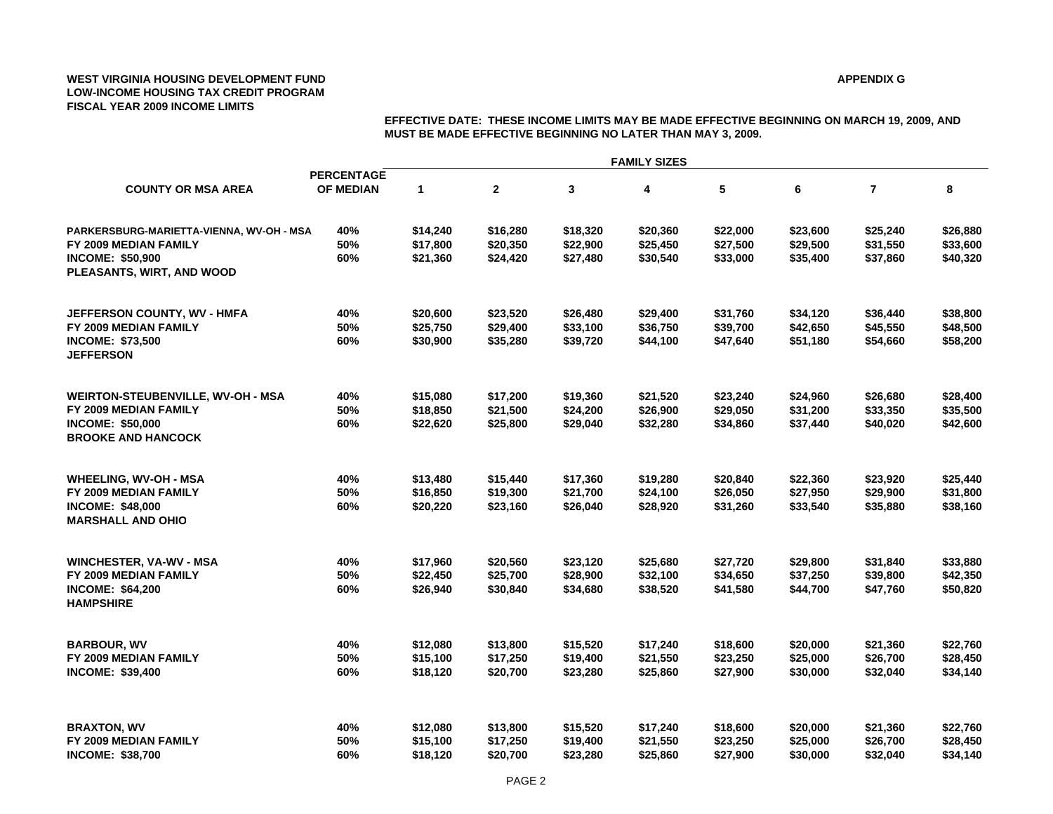**WEST VIRGINIA HOUSING DEVELOPMENT FUND**
**LOW-INCOME HOUSING TAX CREDIT PROGRAM**
**FISCAL YEAR 2009 INCOME LIMITS**

**APPENDIX G**

**EFFECTIVE DATE: THESE INCOME LIMITS MAY BE MADE EFFECTIVE BEGINNING ON MARCH 19, 2009, AND MUST BE MADE EFFECTIVE BEGINNING NO LATER THAN MAY 3, 2009.**

| COUNTY OR MSA AREA | PERCENTAGE OF MEDIAN | FAMILY SIZES 1 | 2 | 3 | 4 | 5 | 6 | 7 | 8 |
|---|---|---|---|---|---|---|---|---|---|
| PARKERSBURG-MARIETTA-VIENNA, WV-OH - MSA | 40% | $14,240 | $16,280 | $18,320 | $20,360 | $22,000 | $23,600 | $25,240 | $26,880 |
| FY 2009 MEDIAN FAMILY | 50% | $17,800 | $20,350 | $22,900 | $25,450 | $27,500 | $29,500 | $31,550 | $33,600 |
| INCOME: $50,900 | 60% | $21,360 | $24,420 | $27,480 | $30,540 | $33,000 | $35,400 | $37,860 | $40,320 |
| PLEASANTS, WIRT, AND WOOD | | | | | | | | | |
| JEFFERSON COUNTY, WV - HMFA | 40% | $20,600 | $23,520 | $26,480 | $29,400 | $31,760 | $34,120 | $36,440 | $38,800 |
| FY 2009 MEDIAN FAMILY | 50% | $25,750 | $29,400 | $33,100 | $36,750 | $39,700 | $42,650 | $45,550 | $48,500 |
| INCOME: $73,500 | 60% | $30,900 | $35,280 | $39,720 | $44,100 | $47,640 | $51,180 | $54,660 | $58,200 |
| JEFFERSON | | | | | | | | | |
| WEIRTON-STEUBENVILLE, WV-OH - MSA | 40% | $15,080 | $17,200 | $19,360 | $21,520 | $23,240 | $24,960 | $26,680 | $28,400 |
| FY 2009 MEDIAN FAMILY | 50% | $18,850 | $21,500 | $24,200 | $26,900 | $29,050 | $31,200 | $33,350 | $35,500 |
| INCOME: $50,000 | 60% | $22,620 | $25,800 | $29,040 | $32,280 | $34,860 | $37,440 | $40,020 | $42,600 |
| BROOKE AND HANCOCK | | | | | | | | | |
| WHEELING, WV-OH - MSA | 40% | $13,480 | $15,440 | $17,360 | $19,280 | $20,840 | $22,360 | $23,920 | $25,440 |
| FY 2009 MEDIAN FAMILY | 50% | $16,850 | $19,300 | $21,700 | $24,100 | $26,050 | $27,950 | $29,900 | $31,800 |
| INCOME: $48,000 | 60% | $20,220 | $23,160 | $26,040 | $28,920 | $31,260 | $33,540 | $35,880 | $38,160 |
| MARSHALL AND OHIO | | | | | | | | | |
| WINCHESTER, VA-WV - MSA | 40% | $17,960 | $20,560 | $23,120 | $25,680 | $27,720 | $29,800 | $31,840 | $33,880 |
| FY 2009 MEDIAN FAMILY | 50% | $22,450 | $25,700 | $28,900 | $32,100 | $34,650 | $37,250 | $39,800 | $42,350 |
| INCOME: $64,200 | 60% | $26,940 | $30,840 | $34,680 | $38,520 | $41,580 | $44,700 | $47,760 | $50,820 |
| HAMPSHIRE | | | | | | | | | |
| BARBOUR, WV | 40% | $12,080 | $13,800 | $15,520 | $17,240 | $18,600 | $20,000 | $21,360 | $22,760 |
| FY 2009 MEDIAN FAMILY | 50% | $15,100 | $17,250 | $19,400 | $21,550 | $23,250 | $25,000 | $26,700 | $28,450 |
| INCOME: $39,400 | 60% | $18,120 | $20,700 | $23,280 | $25,860 | $27,900 | $30,000 | $32,040 | $34,140 |
| BRAXTON, WV | 40% | $12,080 | $13,800 | $15,520 | $17,240 | $18,600 | $20,000 | $21,360 | $22,760 |
| FY 2009 MEDIAN FAMILY | 50% | $15,100 | $17,250 | $19,400 | $21,550 | $23,250 | $25,000 | $26,700 | $28,450 |
| INCOME: $38,700 | 60% | $18,120 | $20,700 | $23,280 | $25,860 | $27,900 | $30,000 | $32,040 | $34,140 |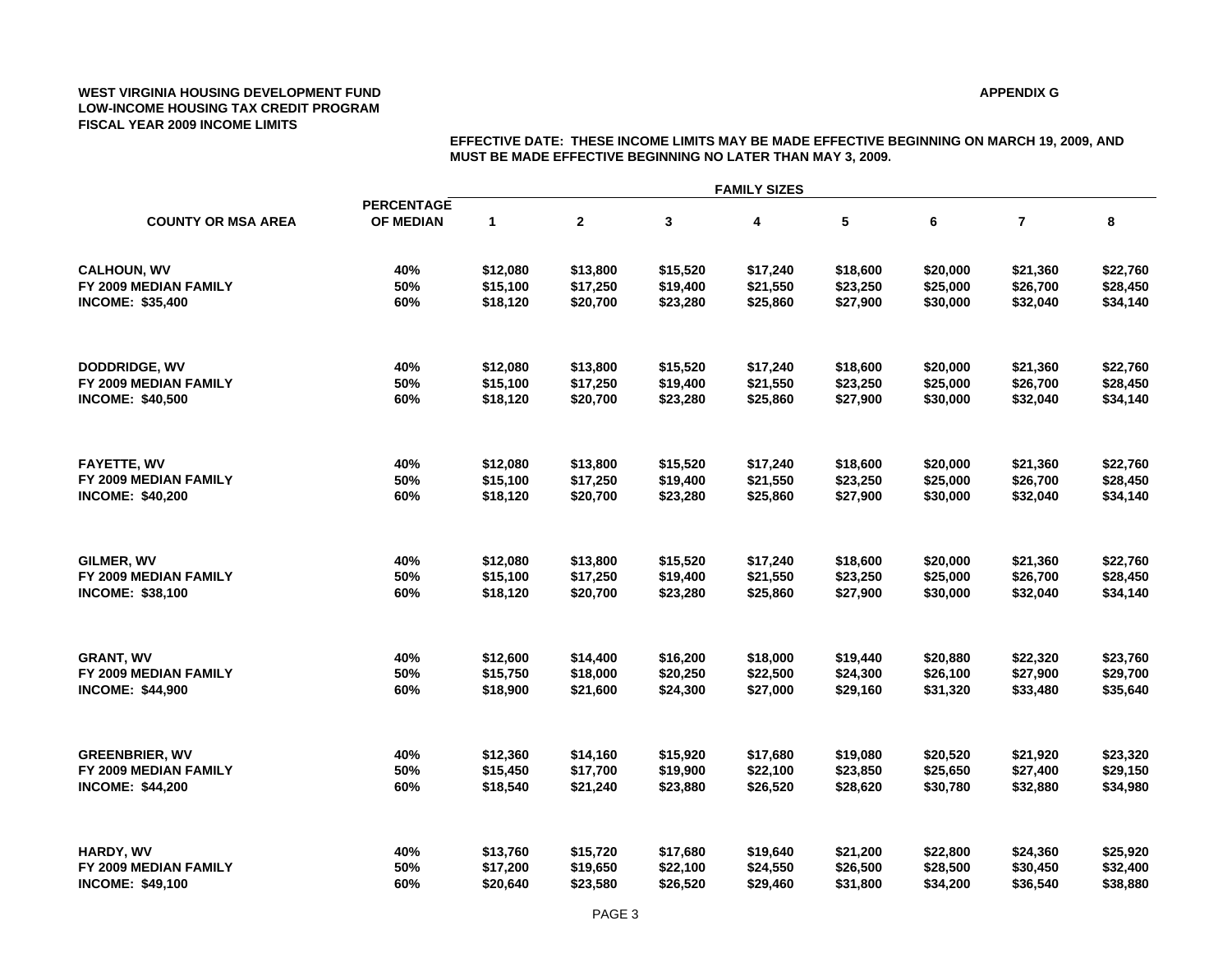**WEST VIRGINIA HOUSING DEVELOPMENT FUND**
**LOW-INCOME HOUSING TAX CREDIT PROGRAM**
**FISCAL YEAR 2009 INCOME LIMITS**

**APPENDIX G**

**EFFECTIVE DATE: THESE INCOME LIMITS MAY BE MADE EFFECTIVE BEGINNING ON MARCH 19, 2009, AND MUST BE MADE EFFECTIVE BEGINNING NO LATER THAN MAY 3, 2009.**

| COUNTY OR MSA AREA | PERCENTAGE OF MEDIAN | FAMILY SIZES 1 | 2 | 3 | 4 | 5 | 6 | 7 | 8 |
|---|---|---|---|---|---|---|---|---|---|
| CALHOUN, WV | 40% | $12,080 | $13,800 | $15,520 | $17,240 | $18,600 | $20,000 | $21,360 | $22,760 |
| FY 2009 MEDIAN FAMILY | 50% | $15,100 | $17,250 | $19,400 | $21,550 | $23,250 | $25,000 | $26,700 | $28,450 |
| INCOME: $35,400 | 60% | $18,120 | $20,700 | $23,280 | $25,860 | $27,900 | $30,000 | $32,040 | $34,140 |
| DODDRIDGE, WV | 40% | $12,080 | $13,800 | $15,520 | $17,240 | $18,600 | $20,000 | $21,360 | $22,760 |
| FY 2009 MEDIAN FAMILY | 50% | $15,100 | $17,250 | $19,400 | $21,550 | $23,250 | $25,000 | $26,700 | $28,450 |
| INCOME: $40,500 | 60% | $18,120 | $20,700 | $23,280 | $25,860 | $27,900 | $30,000 | $32,040 | $34,140 |
| FAYETTE, WV | 40% | $12,080 | $13,800 | $15,520 | $17,240 | $18,600 | $20,000 | $21,360 | $22,760 |
| FY 2009 MEDIAN FAMILY | 50% | $15,100 | $17,250 | $19,400 | $21,550 | $23,250 | $25,000 | $26,700 | $28,450 |
| INCOME: $40,200 | 60% | $18,120 | $20,700 | $23,280 | $25,860 | $27,900 | $30,000 | $32,040 | $34,140 |
| GILMER, WV | 40% | $12,080 | $13,800 | $15,520 | $17,240 | $18,600 | $20,000 | $21,360 | $22,760 |
| FY 2009 MEDIAN FAMILY | 50% | $15,100 | $17,250 | $19,400 | $21,550 | $23,250 | $25,000 | $26,700 | $28,450 |
| INCOME: $38,100 | 60% | $18,120 | $20,700 | $23,280 | $25,860 | $27,900 | $30,000 | $32,040 | $34,140 |
| GRANT, WV | 40% | $12,600 | $14,400 | $16,200 | $18,000 | $19,440 | $20,880 | $22,320 | $23,760 |
| FY 2009 MEDIAN FAMILY | 50% | $15,750 | $18,000 | $20,250 | $22,500 | $24,300 | $26,100 | $27,900 | $29,700 |
| INCOME: $44,900 | 60% | $18,900 | $21,600 | $24,300 | $27,000 | $29,160 | $31,320 | $33,480 | $35,640 |
| GREENBRIER, WV | 40% | $12,360 | $14,160 | $15,920 | $17,680 | $19,080 | $20,520 | $21,920 | $23,320 |
| FY 2009 MEDIAN FAMILY | 50% | $15,450 | $17,700 | $19,900 | $22,100 | $23,850 | $25,650 | $27,400 | $29,150 |
| INCOME: $44,200 | 60% | $18,540 | $21,240 | $23,880 | $26,520 | $28,620 | $30,780 | $32,880 | $34,980 |
| HARDY, WV | 40% | $13,760 | $15,720 | $17,680 | $19,640 | $21,200 | $22,800 | $24,360 | $25,920 |
| FY 2009 MEDIAN FAMILY | 50% | $17,200 | $19,650 | $22,100 | $24,550 | $26,500 | $28,500 | $30,450 | $32,400 |
| INCOME: $49,100 | 60% | $20,640 | $23,580 | $26,520 | $29,460 | $31,800 | $34,200 | $36,540 | $38,880 |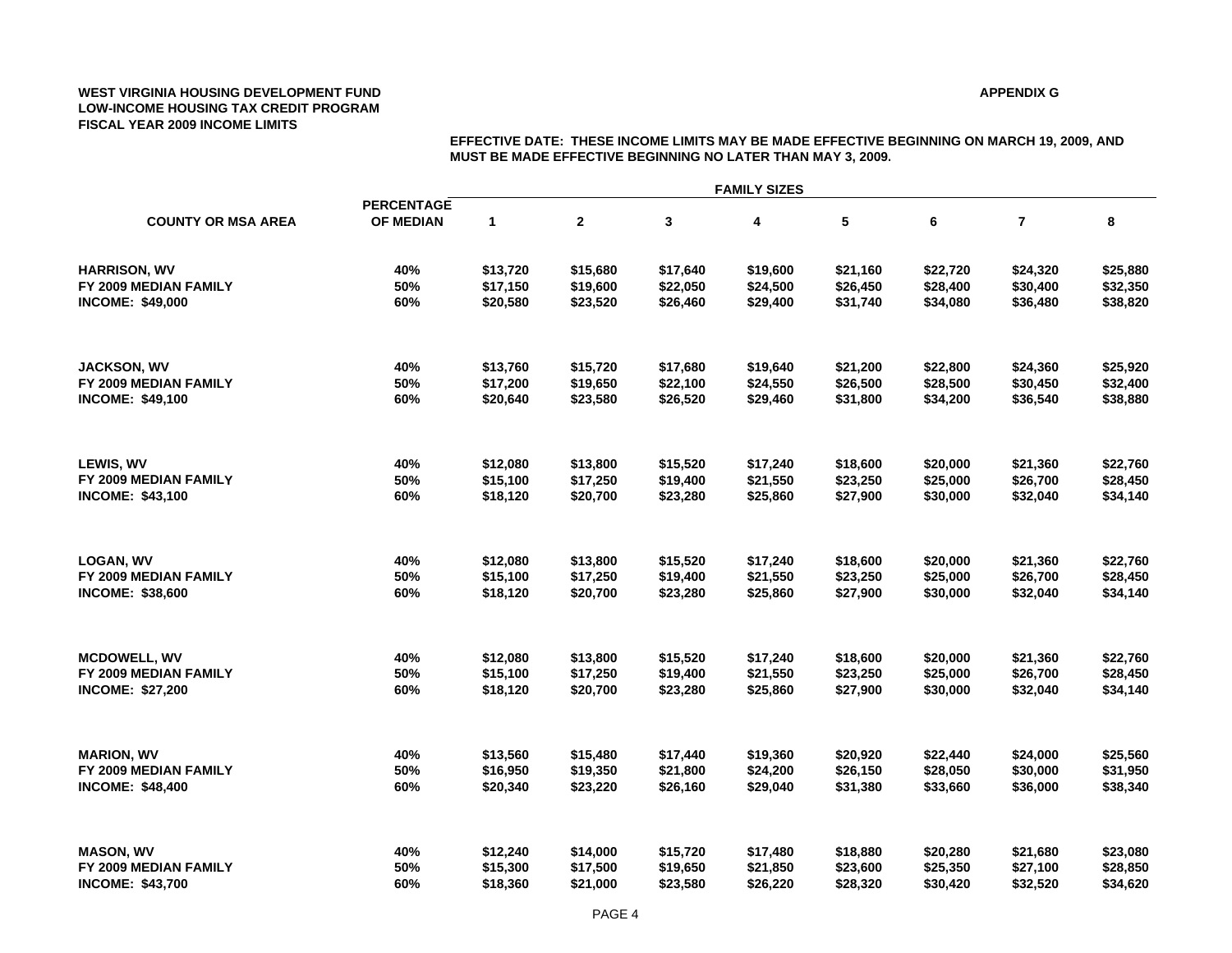**WEST VIRGINIA HOUSING DEVELOPMENT FUND**
**LOW-INCOME HOUSING TAX CREDIT PROGRAM**
**FISCAL YEAR 2009 INCOME LIMITS**

**APPENDIX G**

**EFFECTIVE DATE: THESE INCOME LIMITS MAY BE MADE EFFECTIVE BEGINNING ON MARCH 19, 2009, AND MUST BE MADE EFFECTIVE BEGINNING NO LATER THAN MAY 3, 2009.**

| COUNTY OR MSA AREA | PERCENTAGE OF MEDIAN | FAMILY SIZES 1 | 2 | 3 | 4 | 5 | 6 | 7 | 8 |
|---|---|---|---|---|---|---|---|---|---|
| HARRISON, WV | 40% | $13,720 | $15,680 | $17,640 | $19,600 | $21,160 | $22,720 | $24,320 | $25,880 |
| FY 2009 MEDIAN FAMILY | 50% | $17,150 | $19,600 | $22,050 | $24,500 | $26,450 | $28,400 | $30,400 | $32,350 |
| INCOME: $49,000 | 60% | $20,580 | $23,520 | $26,460 | $29,400 | $31,740 | $34,080 | $36,480 | $38,820 |
| JACKSON, WV | 40% | $13,760 | $15,720 | $17,680 | $19,640 | $21,200 | $22,800 | $24,360 | $25,920 |
| FY 2009 MEDIAN FAMILY | 50% | $17,200 | $19,650 | $22,100 | $24,550 | $26,500 | $28,500 | $30,450 | $32,400 |
| INCOME: $49,100 | 60% | $20,640 | $23,580 | $26,520 | $29,460 | $31,800 | $34,200 | $36,540 | $38,880 |
| LEWIS, WV | 40% | $12,080 | $13,800 | $15,520 | $17,240 | $18,600 | $20,000 | $21,360 | $22,760 |
| FY 2009 MEDIAN FAMILY | 50% | $15,100 | $17,250 | $19,400 | $21,550 | $23,250 | $25,000 | $26,700 | $28,450 |
| INCOME: $43,100 | 60% | $18,120 | $20,700 | $23,280 | $25,860 | $27,900 | $30,000 | $32,040 | $34,140 |
| LOGAN, WV | 40% | $12,080 | $13,800 | $15,520 | $17,240 | $18,600 | $20,000 | $21,360 | $22,760 |
| FY 2009 MEDIAN FAMILY | 50% | $15,100 | $17,250 | $19,400 | $21,550 | $23,250 | $25,000 | $26,700 | $28,450 |
| INCOME: $38,600 | 60% | $18,120 | $20,700 | $23,280 | $25,860 | $27,900 | $30,000 | $32,040 | $34,140 |
| MCDOWELL, WV | 40% | $12,080 | $13,800 | $15,520 | $17,240 | $18,600 | $20,000 | $21,360 | $22,760 |
| FY 2009 MEDIAN FAMILY | 50% | $15,100 | $17,250 | $19,400 | $21,550 | $23,250 | $25,000 | $26,700 | $28,450 |
| INCOME: $27,200 | 60% | $18,120 | $20,700 | $23,280 | $25,860 | $27,900 | $30,000 | $32,040 | $34,140 |
| MARION, WV | 40% | $13,560 | $15,480 | $17,440 | $19,360 | $20,920 | $22,440 | $24,000 | $25,560 |
| FY 2009 MEDIAN FAMILY | 50% | $16,950 | $19,350 | $21,800 | $24,200 | $26,150 | $28,050 | $30,000 | $31,950 |
| INCOME: $48,400 | 60% | $20,340 | $23,220 | $26,160 | $29,040 | $31,380 | $33,660 | $36,000 | $38,340 |
| MASON, WV | 40% | $12,240 | $14,000 | $15,720 | $17,480 | $18,880 | $20,280 | $21,680 | $23,080 |
| FY 2009 MEDIAN FAMILY | 50% | $15,300 | $17,500 | $19,650 | $21,850 | $23,600 | $25,350 | $27,100 | $28,850 |
| INCOME: $43,700 | 60% | $18,360 | $21,000 | $23,580 | $26,220 | $28,320 | $30,420 | $32,520 | $34,620 |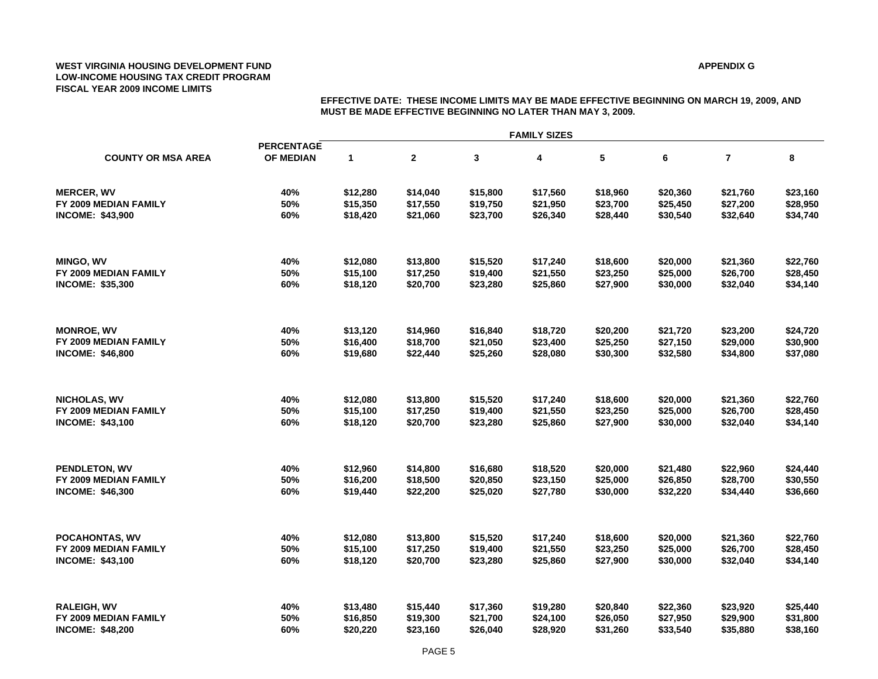**WEST VIRGINIA HOUSING DEVELOPMENT FUND**
**LOW-INCOME HOUSING TAX CREDIT PROGRAM**
**FISCAL YEAR 2009 INCOME LIMITS**

**APPENDIX G**

**EFFECTIVE DATE: THESE INCOME LIMITS MAY BE MADE EFFECTIVE BEGINNING ON MARCH 19, 2009, AND MUST BE MADE EFFECTIVE BEGINNING NO LATER THAN MAY 3, 2009.**

| COUNTY OR MSA AREA | PERCENTAGE OF MEDIAN | FAMILY SIZES 1 | 2 | 3 | 4 | 5 | 6 | 7 | 8 |
|---|---|---|---|---|---|---|---|---|---|
| MERCER, WV | 40% | $12,280 | $14,040 | $15,800 | $17,560 | $18,960 | $20,360 | $21,760 | $23,160 |
| FY 2009 MEDIAN FAMILY | 50% | $15,350 | $17,550 | $19,750 | $21,950 | $23,700 | $25,450 | $27,200 | $28,950 |
| INCOME: $43,900 | 60% | $18,420 | $21,060 | $23,700 | $26,340 | $28,440 | $30,540 | $32,640 | $34,740 |
| MINGO, WV | 40% | $12,080 | $13,800 | $15,520 | $17,240 | $18,600 | $20,000 | $21,360 | $22,760 |
| FY 2009 MEDIAN FAMILY | 50% | $15,100 | $17,250 | $19,400 | $21,550 | $23,250 | $25,000 | $26,700 | $28,450 |
| INCOME: $35,300 | 60% | $18,120 | $20,700 | $23,280 | $25,860 | $27,900 | $30,000 | $32,040 | $34,140 |
| MONROE, WV | 40% | $13,120 | $14,960 | $16,840 | $18,720 | $20,200 | $21,720 | $23,200 | $24,720 |
| FY 2009 MEDIAN FAMILY | 50% | $16,400 | $18,700 | $21,050 | $23,400 | $25,250 | $27,150 | $29,000 | $30,900 |
| INCOME: $46,800 | 60% | $19,680 | $22,440 | $25,260 | $28,080 | $30,300 | $32,580 | $34,800 | $37,080 |
| NICHOLAS, WV | 40% | $12,080 | $13,800 | $15,520 | $17,240 | $18,600 | $20,000 | $21,360 | $22,760 |
| FY 2009 MEDIAN FAMILY | 50% | $15,100 | $17,250 | $19,400 | $21,550 | $23,250 | $25,000 | $26,700 | $28,450 |
| INCOME: $43,100 | 60% | $18,120 | $20,700 | $23,280 | $25,860 | $27,900 | $30,000 | $32,040 | $34,140 |
| PENDLETON, WV | 40% | $12,960 | $14,800 | $16,680 | $18,520 | $20,000 | $21,480 | $22,960 | $24,440 |
| FY 2009 MEDIAN FAMILY | 50% | $16,200 | $18,500 | $20,850 | $23,150 | $25,000 | $26,850 | $28,700 | $30,550 |
| INCOME: $46,300 | 60% | $19,440 | $22,200 | $25,020 | $27,780 | $30,000 | $32,220 | $34,440 | $36,660 |
| POCAHONTAS, WV | 40% | $12,080 | $13,800 | $15,520 | $17,240 | $18,600 | $20,000 | $21,360 | $22,760 |
| FY 2009 MEDIAN FAMILY | 50% | $15,100 | $17,250 | $19,400 | $21,550 | $23,250 | $25,000 | $26,700 | $28,450 |
| INCOME: $43,100 | 60% | $18,120 | $20,700 | $23,280 | $25,860 | $27,900 | $30,000 | $32,040 | $34,140 |
| RALEIGH, WV | 40% | $13,480 | $15,440 | $17,360 | $19,280 | $20,840 | $22,360 | $23,920 | $25,440 |
| FY 2009 MEDIAN FAMILY | 50% | $16,850 | $19,300 | $21,700 | $24,100 | $26,050 | $27,950 | $29,900 | $31,800 |
| INCOME: $48,200 | 60% | $20,220 | $23,160 | $26,040 | $28,920 | $31,260 | $33,540 | $35,880 | $38,160 |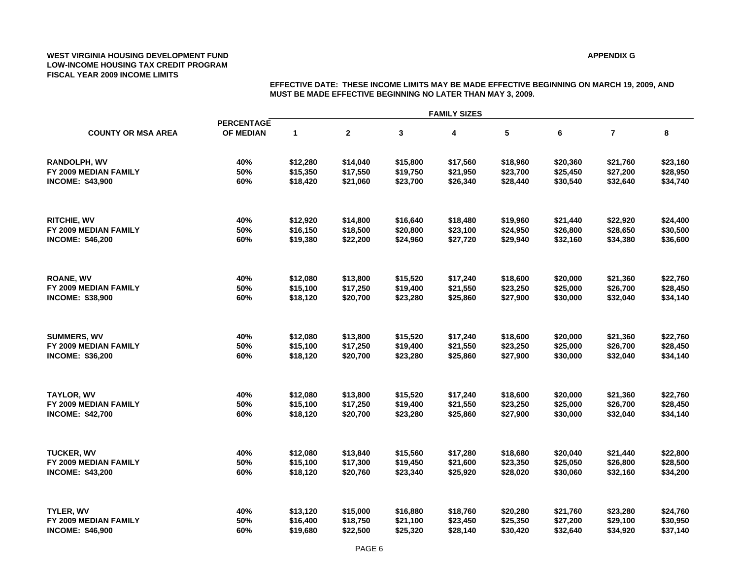**WEST VIRGINIA HOUSING DEVELOPMENT FUND**
**LOW-INCOME HOUSING TAX CREDIT PROGRAM**
**FISCAL YEAR 2009 INCOME LIMITS**

**APPENDIX G**

**EFFECTIVE DATE: THESE INCOME LIMITS MAY BE MADE EFFECTIVE BEGINNING ON MARCH 19, 2009, AND MUST BE MADE EFFECTIVE BEGINNING NO LATER THAN MAY 3, 2009.**

| COUNTY OR MSA AREA | PERCENTAGE OF MEDIAN | FAMILY SIZES 1 | 2 | 3 | 4 | 5 | 6 | 7 | 8 |
|---|---|---|---|---|---|---|---|---|---|
| RANDOLPH, WV | 40% | $12,280 | $14,040 | $15,800 | $17,560 | $18,960 | $20,360 | $21,760 | $23,160 |
| FY 2009 MEDIAN FAMILY | 50% | $15,350 | $17,550 | $19,750 | $21,950 | $23,700 | $25,450 | $27,200 | $28,950 |
| INCOME: $43,900 | 60% | $18,420 | $21,060 | $23,700 | $26,340 | $28,440 | $30,540 | $32,640 | $34,740 |
| RITCHIE, WV | 40% | $12,920 | $14,800 | $16,640 | $18,480 | $19,960 | $21,440 | $22,920 | $24,400 |
| FY 2009 MEDIAN FAMILY | 50% | $16,150 | $18,500 | $20,800 | $23,100 | $24,950 | $26,800 | $28,650 | $30,500 |
| INCOME: $46,200 | 60% | $19,380 | $22,200 | $24,960 | $27,720 | $29,940 | $32,160 | $34,380 | $36,600 |
| ROANE, WV | 40% | $12,080 | $13,800 | $15,520 | $17,240 | $18,600 | $20,000 | $21,360 | $22,760 |
| FY 2009 MEDIAN FAMILY | 50% | $15,100 | $17,250 | $19,400 | $21,550 | $23,250 | $25,000 | $26,700 | $28,450 |
| INCOME: $38,900 | 60% | $18,120 | $20,700 | $23,280 | $25,860 | $27,900 | $30,000 | $32,040 | $34,140 |
| SUMMERS, WV | 40% | $12,080 | $13,800 | $15,520 | $17,240 | $18,600 | $20,000 | $21,360 | $22,760 |
| FY 2009 MEDIAN FAMILY | 50% | $15,100 | $17,250 | $19,400 | $21,550 | $23,250 | $25,000 | $26,700 | $28,450 |
| INCOME: $36,200 | 60% | $18,120 | $20,700 | $23,280 | $25,860 | $27,900 | $30,000 | $32,040 | $34,140 |
| TAYLOR, WV | 40% | $12,080 | $13,800 | $15,520 | $17,240 | $18,600 | $20,000 | $21,360 | $22,760 |
| FY 2009 MEDIAN FAMILY | 50% | $15,100 | $17,250 | $19,400 | $21,550 | $23,250 | $25,000 | $26,700 | $28,450 |
| INCOME: $42,700 | 60% | $18,120 | $20,700 | $23,280 | $25,860 | $27,900 | $30,000 | $32,040 | $34,140 |
| TUCKER, WV | 40% | $12,080 | $13,840 | $15,560 | $17,280 | $18,680 | $20,040 | $21,440 | $22,800 |
| FY 2009 MEDIAN FAMILY | 50% | $15,100 | $17,300 | $19,450 | $21,600 | $23,350 | $25,050 | $26,800 | $28,500 |
| INCOME: $43,200 | 60% | $18,120 | $20,760 | $23,340 | $25,920 | $28,020 | $30,060 | $32,160 | $34,200 |
| TYLER, WV | 40% | $13,120 | $15,000 | $16,880 | $18,760 | $20,280 | $21,760 | $23,280 | $24,760 |
| FY 2009 MEDIAN FAMILY | 50% | $16,400 | $18,750 | $21,100 | $23,450 | $25,350 | $27,200 | $29,100 | $30,950 |
| INCOME: $46,900 | 60% | $19,680 | $22,500 | $25,320 | $28,140 | $30,420 | $32,640 | $34,920 | $37,140 |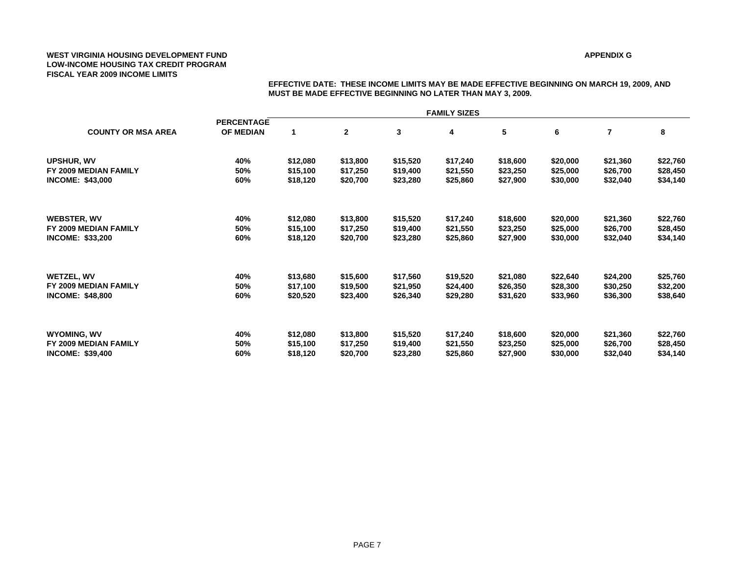**WEST VIRGINIA HOUSING DEVELOPMENT FUND**
**LOW-INCOME HOUSING TAX CREDIT PROGRAM**
**FISCAL YEAR 2009 INCOME LIMITS**

**APPENDIX G**

**EFFECTIVE DATE: THESE INCOME LIMITS MAY BE MADE EFFECTIVE BEGINNING ON MARCH 19, 2009, AND MUST BE MADE EFFECTIVE BEGINNING NO LATER THAN MAY 3, 2009.**

| | | FAMILY SIZES | | | | | | | |
|---|---|---|---|---|---|---|---|---|---|
| **COUNTY OR MSA AREA** | **PERCENTAGE OF MEDIAN** | **1** | **2** | **3** | **4** | **5** | **6** | **7** | **8** |
| **UPSHUR, WV** | 40% | $12,080 | $13,800 | $15,520 | $17,240 | $18,600 | $20,000 | $21,360 | $22,760 |
| **FY 2009 MEDIAN FAMILY** | 50% | $15,100 | $17,250 | $19,400 | $21,550 | $23,250 | $25,000 | $26,700 | $28,450 |
| **INCOME: $43,000** | 60% | $18,120 | $20,700 | $23,280 | $25,860 | $27,900 | $30,000 | $32,040 | $34,140 |
| **WEBSTER, WV** | 40% | $12,080 | $13,800 | $15,520 | $17,240 | $18,600 | $20,000 | $21,360 | $22,760 |
| **FY 2009 MEDIAN FAMILY** | 50% | $15,100 | $17,250 | $19,400 | $21,550 | $23,250 | $25,000 | $26,700 | $28,450 |
| **INCOME: $33,200** | 60% | $18,120 | $20,700 | $23,280 | $25,860 | $27,900 | $30,000 | $32,040 | $34,140 |
| **WETZEL, WV** | 40% | $13,680 | $15,600 | $17,560 | $19,520 | $21,080 | $22,640 | $24,200 | $25,760 |
| **FY 2009 MEDIAN FAMILY** | 50% | $17,100 | $19,500 | $21,950 | $24,400 | $26,350 | $28,300 | $30,250 | $32,200 |
| **INCOME: $48,800** | 60% | $20,520 | $23,400 | $26,340 | $29,280 | $31,620 | $33,960 | $36,300 | $38,640 |
| **WYOMING, WV** | 40% | $12,080 | $13,800 | $15,520 | $17,240 | $18,600 | $20,000 | $21,360 | $22,760 |
| **FY 2009 MEDIAN FAMILY** | 50% | $15,100 | $17,250 | $19,400 | $21,550 | $23,250 | $25,000 | $26,700 | $28,450 |
| **INCOME: $39,400** | 60% | $18,120 | $20,700 | $23,280 | $25,860 | $27,900 | $30,000 | $32,040 | $34,140 |